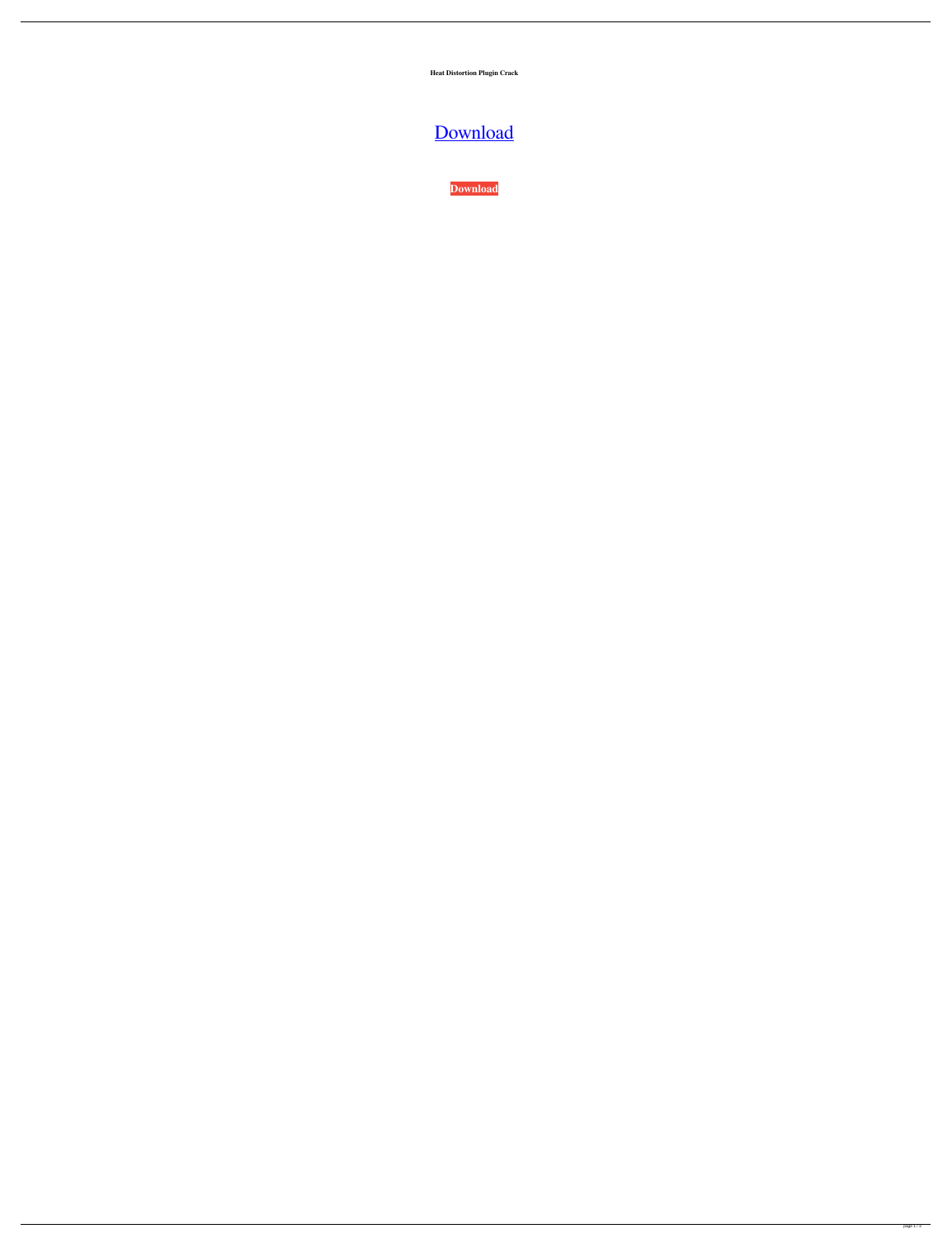**Heat Distortion Plugin Crack**

Download

**Download**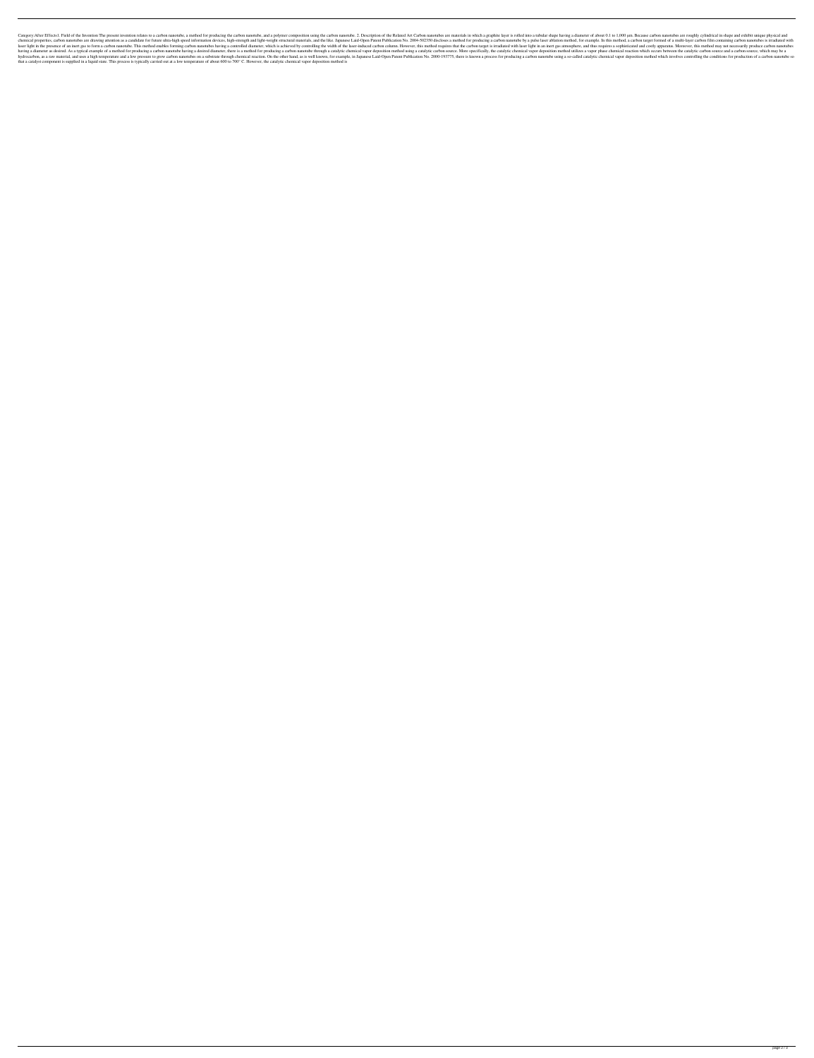Category:After Effects1. Field of the Invention The present invention relates to a carbon nanotube, a method for producing the carbon nanotube, and a polymer composition using the carbon nanotube. 2. Description of the Related Art Carbon nanotubes are materials in which a graphite layer is rolled into a tubular shape having a diameter of about 0.1 to 1,000 μm. Because carbon nanotubes are roughly cylindrical in shape and exhibit unique physical and chemical properties, carbon nanotubes are drawing attention as a candidate for future ultra-high speed information devices, high-strength and light-weight structural materials, and the like. Japanese Laid-Open Patent Publication No. 2004-502350 discloses a method for producing a carbon nanotube by a pulse laser ablation method, for example. In this method, a carbon target formed of a multi-layer carbon film containing carbon nanotubes is irradiated with laser light in the presence of an inert gas to form a carbon nanotube. This method enables forming carbon nanotubes having a controlled diameter, which is achieved by controlling the width of the laser-induced carbon column. However, this method requires that the carbon target is irradiated with laser light in an inert gas atmosphere, and thus requires a sophisticated and costly apparatus. Moreover, this method may not necessarily produce carbon nanotubes having a diameter as desired. As a typical example of a method for producing a carbon nanotube having a desired diameter, there is a method for producing a carbon nanotube through a catalytic chemical vapor deposition method using a catalytic carbon source. More specifically, the catalytic chemical vapor deposition method utilizes a vapor phase chemical reaction which occurs between the catalytic carbon source and a carbon source, which may be a hydrocarbon, as a raw material, and uses a high temperature and a low pressure to grow carbon nanotubes on a substrate through chemical reaction. On the other hand, as is well known, for example, in Japanese Laid-Open Patent Publication No. 2000-193775, there is known a process for producing a carbon nanotube using a so-called catalytic chemical vapor deposition method which involves controlling the conditions for production of a carbon nanotube so that a catalyst component is supplied in a liquid state. This process is typically carried out at a low temperature of about 600 to 700° C. However, the catalytic chemical vapor deposition method is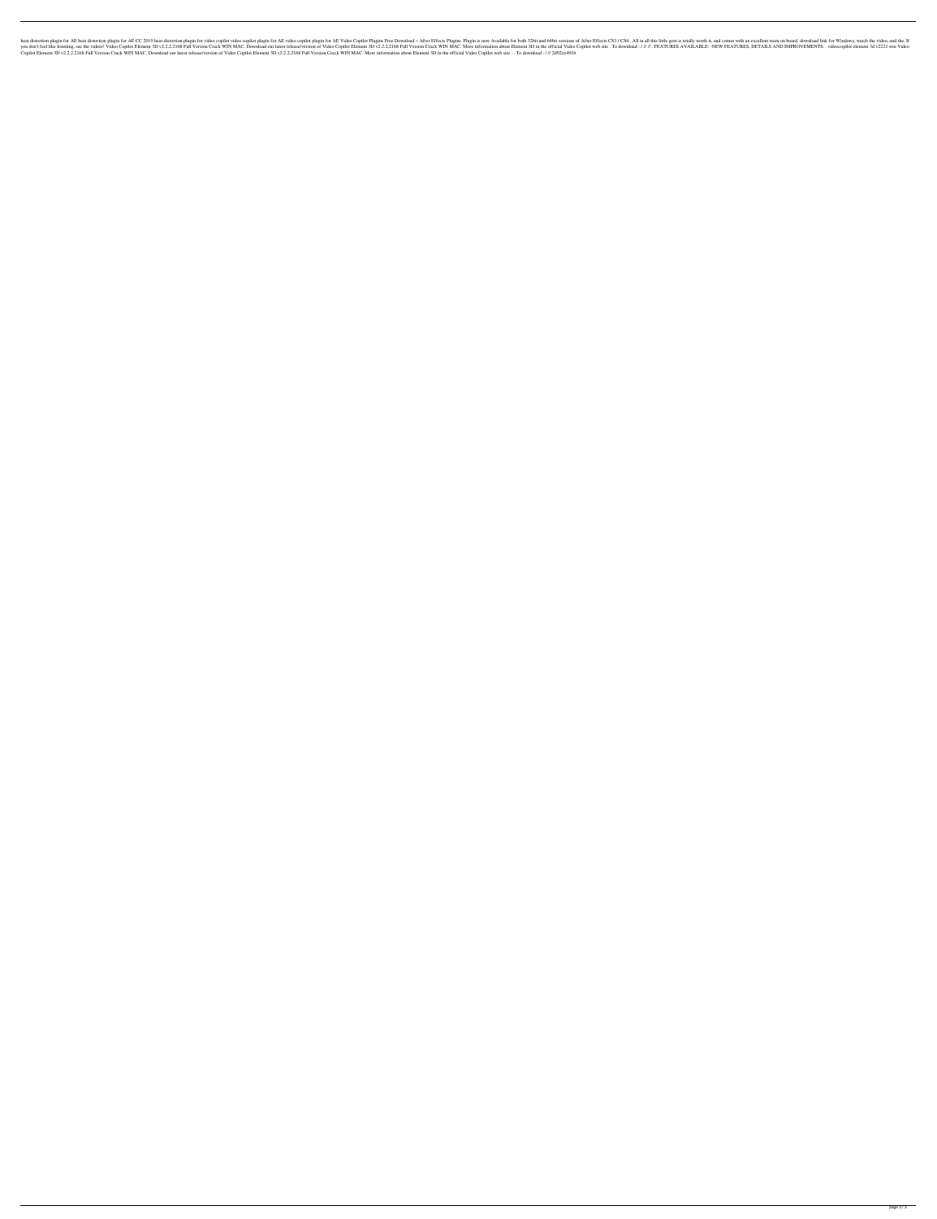heat distortion plugin for AE heat distortion plugin for AE CC 2015 heat distortion plugin for video copilot video copilot plugin for AE video copilot plugin for AE Video Copilot Plugins Free Download – After Effects Plugins. Plugin is now Available for both 32bit and 64bit versions of After Effects CS3 / CS4.. All in all this little gem is totally worth it, and comes with an excellent team on board. download link for Windows, watch the video, and the. If you don't feel like listening, see the videos! Video Copilot Element 3D v2.2.2.2168 Full Version Crack WIN MAC. Download our latest release/version of Video Copilot Element 3D v2.2.2.2168 Full Version Crack WIN MAC. More information about Element 3D in the official Video Copilot web site . To download : / // // . FEATURES AVAILABLE: -NEW FEATURES, DETAILS AND IMPROVEMENTS: . videocopilot element 3d v2221 win Video Copilot Element 3D v2.2.2.2168 Full Version Crack WIN MAC. Download our latest release/version of Video Copilot Element 3D v2.2.2.2168 Full Version Crack WIN MAC. More information about Element 3D in the official Video Copilot web site . . To download : / // 2d92ce491b